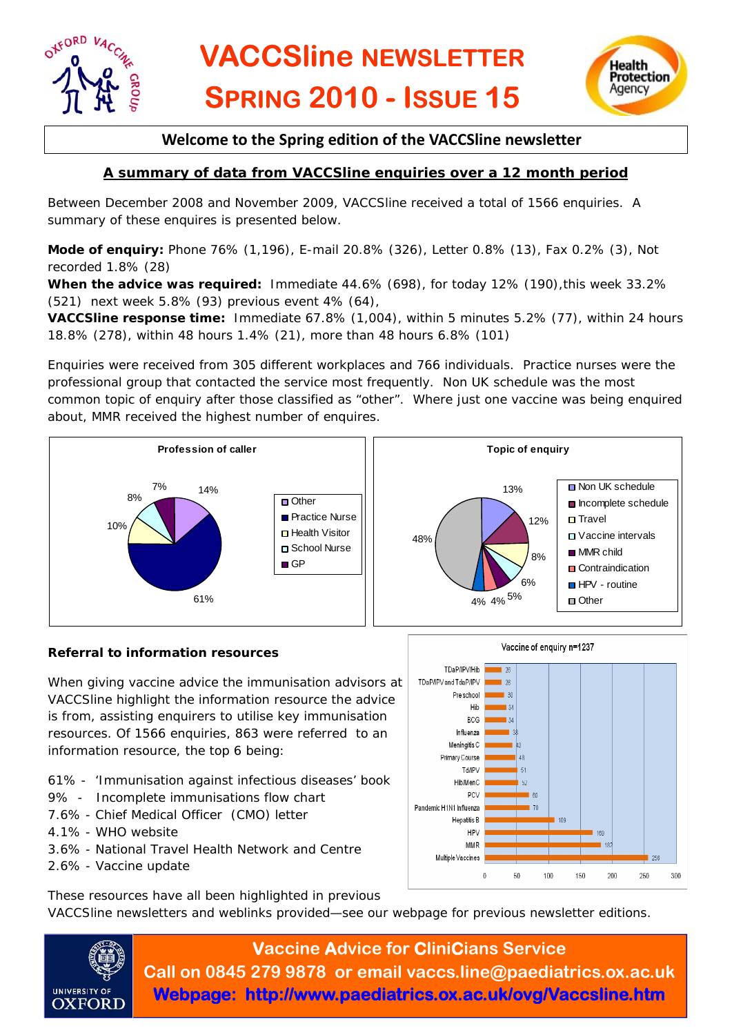# VACCSline NEWSLETTER SPRING 2010 - ISSUE 15

## Welcome to the Spring edition of the VACCSline newsletter

### A summary of data from VACCSline enquiries over a 12 month period

Between December 2008 and November 2009, VACCSline received a total of 1566 enquiries. A summary of these enquires is presented below.

**Mode of enquiry:** Phone 76% (1,196), E-mail 20.8% (326), Letter 0.8% (13), Fax 0.2% (3), Not recorded 1.8% (28)

**When the advice was required:** Immediate 44.6% (698), for today 12% (190),this week 33.2% (521) next week 5.8% (93) previous event 4% (64),

**VACCSline response time:** Immediate 67.8% (1,004), within 5 minutes 5.2% (77), within 24 hours 18.8% (278), within 48 hours 1.4% (21), more than 48 hours 6.8% (101)

Enquiries were received from 305 different workplaces and 766 individuals. Practice nurses were the professional group that contacted the service most frequently. Non UK schedule was the most common topic of enquiry after those classified as "other". Where just one vaccine was being enquired about, MMR received the highest number of enquires.

**Profession of caller**

| Profession | % |
|---|---|
| Other | 14% |
| Practice Nurse | 61% |
| Health Visitor | 10% |
| School Nurse | 8% |
| GP | 7% |

**Topic of enquiry**

| Topic | % |
|---|---|
| Non UK schedule | 13% |
| Incomplete schedule | 12% |
| Travel | 8% |
| Vaccine intervals | 6% |
| MMR child | 5% |
| Contraindication | 4% |
| HPV - routine | 4% |
| Other | 48% |

### Referral to information resources

When giving vaccine advice the immunisation advisors at VACCSline highlight the information resource the advice is from, assisting enquirers to utilise key immunisation resources. Of 1566 enquiries, 863 were referred to an information resource, the top 6 being:

- 61% - 'Immunisation against infectious diseases' book
- 9% - Incomplete immunisations flow chart
- 7.6% - Chief Medical Officer (CMO) letter
- 4.1% - WHO website
- 3.6% - National Travel Health Network and Centre
- 2.6% - Vaccine update

**Vaccine of enquiry n=1237**

| Vaccine | n |
|---|---|
| TDaP/IPV/Hib | 26 |
| TDaP/IPV and TdaP/IPV | 26 |
| Preschool | 30 |
| Hib | 34 |
| BCG | 34 |
| Influenza | 38 |
| Meningitis C | 43 |
| Primary Course | 48 |
| Td/IPV | 51 |
| Hib/MenC | 52 |
| PCV | 69 |
| Pandemic H1N1 Influenza | 70 |
| Hepatitis B | 109 |
| HPV | 169 |
| MMR | 182 |
| Multiple Vaccines | 258 |

These resources have all been highlighted in previous VACCSline newsletters and weblinks provided—see our webpage for previous newsletter editions.

**Vaccine Advice for CliniCians Service**
**Call on 0845 279 9878 or email vaccs.line@paediatrics.ox.ac.uk**
**Webpage: http://www.paediatrics.ox.ac.uk/ovg/Vaccsline.htm**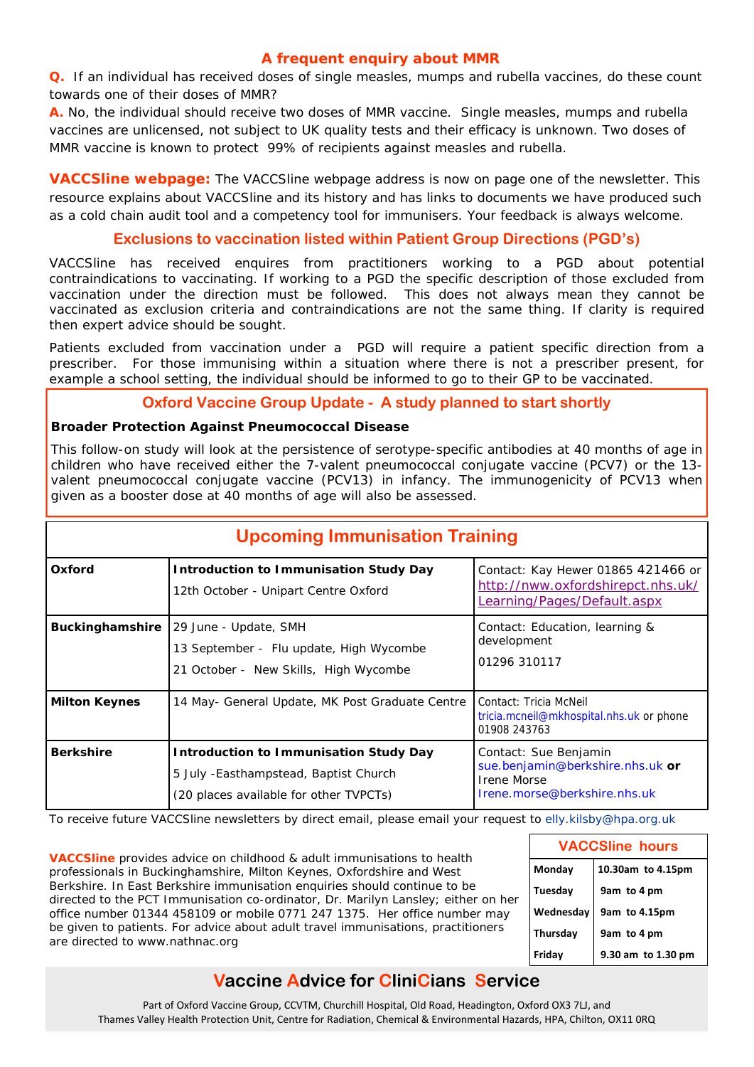## A frequent enquiry about MMR

**Q.** If an individual has received doses of single measles, mumps and rubella vaccines, do these count towards one of their doses of MMR?

**A.** No, the individual should receive two doses of MMR vaccine. Single measles, mumps and rubella vaccines are unlicensed, not subject to UK quality tests and their efficacy is unknown. Two doses of MMR vaccine is known to protect 99% of recipients against measles and rubella.

**VACCSline webpage:** The VACCSline webpage address is now on page one of the newsletter. This resource explains about VACCSline and its history and has links to documents we have produced such as a cold chain audit tool and a competency tool for immunisers. Your feedback is always welcome.

## Exclusions to vaccination listed within Patient Group Directions (PGD's)

VACCSline has received enquires from practitioners working to a PGD about potential contraindications to vaccinating. If working to a PGD the specific description of those excluded from vaccination under the direction must be followed. This does not always mean they cannot be vaccinated as exclusion criteria and contraindications are not the same thing. If clarity is required then expert advice should be sought.

Patients excluded from vaccination under a PGD will require a patient specific direction from a prescriber. For those immunising within a situation where there is not a prescriber present, for example a school setting, the individual should be informed to go to their GP to be vaccinated.

## Oxford Vaccine Group Update - A study planned to start shortly

**Broader Protection Against Pneumococcal Disease**

This follow-on study will look at the persistence of serotype-specific antibodies at 40 months of age in children who have received either the 7-valent pneumococcal conjugate vaccine (PCV7) or the 13-valent pneumococcal conjugate vaccine (PCV13) in infancy. The immunogenicity of PCV13 when given as a booster dose at 40 months of age will also be assessed.

## Upcoming Immunisation Training

| | | |
|---|---|---|
| **Oxford** | **Introduction to Immunisation Study Day**<br>12th October - Unipart Centre Oxford | Contact: Kay Hewer 01865 421466 or http://nww.oxfordshirepct.nhs.uk/Learning/Pages/Default.aspx |
| **Buckinghamshire** | 29 June - Update, SMH<br>13 September - Flu update, High Wycombe<br>21 October - New Skills, High Wycombe | Contact: Education, learning & development<br>01296 310117 |
| **Milton Keynes** | 14 May- General Update, MK Post Graduate Centre | Contact: Tricia McNeil tricia.mcneil@mkhospital.nhs.uk or phone 01908 243763 |
| **Berkshire** | **Introduction to Immunisation Study Day**<br>5 July -Easthampstead, Baptist Church<br>(20 places available for other TVPCTs) | Contact: Sue Benjamin sue.benjamin@berkshire.nhs.uk **or** Irene Morse Irene.morse@berkshire.nhs.uk |

To receive future VACCSline newsletters by direct email, please email your request to elly.kilsby@hpa.org.uk

**VACCSline** provides advice on childhood & adult immunisations to health professionals in Buckinghamshire, Milton Keynes, Oxfordshire and West Berkshire. In East Berkshire immunisation enquiries should continue to be directed to the PCT Immunisation co-ordinator, Dr. Marilyn Lansley; either on her office number 01344 458109 or mobile 0771 247 1375. Her office number may be given to patients. For advice about adult travel immunisations, practitioners are directed to www.nathnac.org

| VACCSline hours | |
|---|---|
| **Monday** | **10.30am to 4.15pm** |
| **Tuesday** | **9am to 4 pm** |
| **Wednesday** | **9am to 4.15pm** |
| **Thursday** | **9am to 4 pm** |
| **Friday** | **9.30 am to 1.30 pm** |

## Vaccine Advice for CliniCians Service

Part of Oxford Vaccine Group, CCVTM, Churchill Hospital, Old Road, Headington, Oxford OX3 7LJ, and Thames Valley Health Protection Unit, Centre for Radiation, Chemical & Environmental Hazards, HPA, Chilton, OX11 0RQ